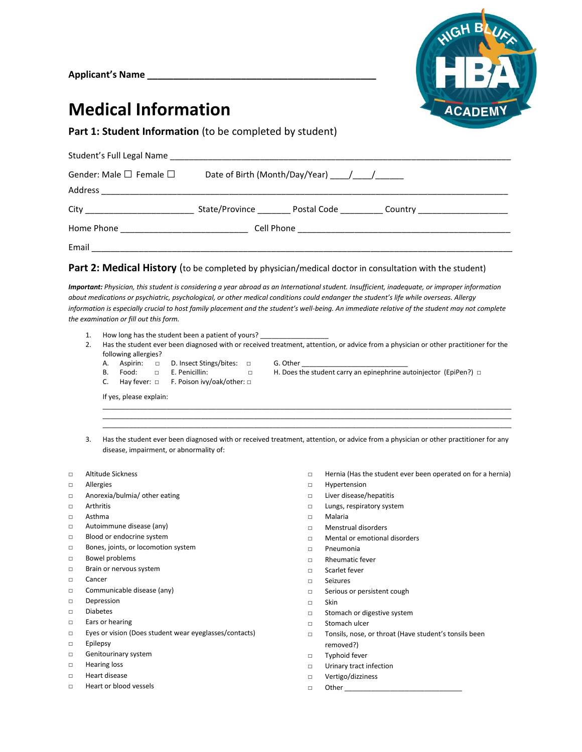**Applicant's Name** ___________________________________________

# Medical Information

**Part 1: Student Information** (to be completed by student)

Student's Full Legal Name ___________________________________________________________________________

Gender: Male ☐ Female ☐ Date of Birth (Month/Day/Year) ____/____/______

Address ___________________________________________________________________________________

City ______________________ State/Province _______ Postal Code _________ Country ___________________

Home Phone __________________________ Cell Phone _____________________________________________

Email ______________________________________________________________________________________

## Part 2: Medical History (to be completed by physician/medical doctor in consultation with the student)

***Important:*** *Physician, this student is considering a year abroad as an International student. Insufficient, inadequate, or improper information about medications or psychiatric, psychological, or other medical conditions could endanger the student's life while overseas. Allergy information is especially crucial to host family placement and the student's well-being. An immediate relative of the student may not complete the examination or fill out this form.*

1. How long has the student been a patient of yours? __________________
2. Has the student ever been diagnosed with or received treatment, attention, or advice from a physician or other practitioner for the following allergies?
   - A. Aspirin: □
   - B. Food: □
   - C. Hay fever: □
   - D. Insect Stings/bites: □
   - E. Penicillin: □
   - F. Poison ivy/oak/other: □
   - G. Other ___________________________
   - H. Does the student carry an epinephrine autoinjector (EpiPen?) □

   If yes, please explain:
   _____________________________________________________________________________________________
   _____________________________________________________________________________________________
   _____________________________________________________________________________________________

3. Has the student ever been diagnosed with or received treatment, attention, or advice from a physician or other practitioner for any disease, impairment, or abnormality of:

- □ Altitude Sickness
- □ Allergies
- □ Anorexia/bulmia/ other eating
- □ Arthritis
- □ Asthma
- □ Autoimmune disease (any)
- □ Blood or endocrine system
- □ Bones, joints, or locomotion system
- □ Bowel problems
- □ Brain or nervous system
- □ Cancer
- □ Communicable disease (any)
- □ Depression
- □ Diabetes
- □ Ears or hearing
- □ Eyes or vision (Does student wear eyeglasses/contacts)
- □ Epilepsy
- □ Genitourinary system
- □ Hearing loss
- □ Heart disease
- □ Heart or blood vessels
- □ Hernia (Has the student ever been operated on for a hernia)
- □ Hypertension
- □ Liver disease/hepatitis
- □ Lungs, respiratory system
- □ Malaria
- □ Menstrual disorders
- □ Mental or emotional disorders
- □ Pneumonia
- □ Rheumatic fever
- □ Scarlet fever
- □ Seizures
- □ Serious or persistent cough
- □ Skin
- □ Stomach or digestive system
- □ Stomach ulcer
- □ Tonsils, nose, or throat (Have student's tonsils been removed?)
- □ Typhoid fever
- □ Urinary tract infection
- □ Vertigo/dizziness
- □ Other ______________________________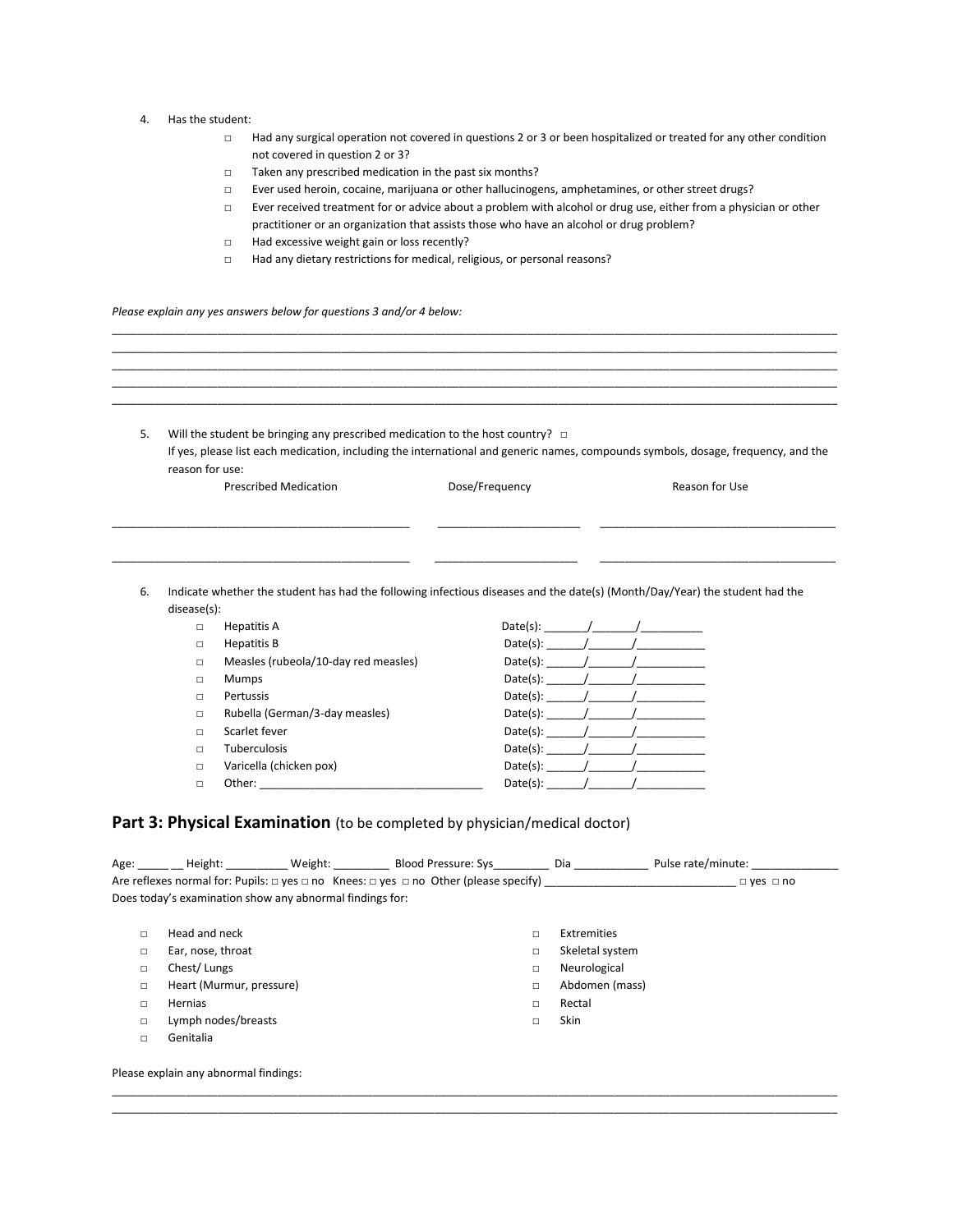4. Has the student:
   - □ Had any surgical operation not covered in questions 2 or 3 or been hospitalized or treated for any other condition not covered in question 2 or 3?
   - □ Taken any prescribed medication in the past six months?
   - □ Ever used heroin, cocaine, marijuana or other hallucinogens, amphetamines, or other street drugs?
   - □ Ever received treatment for or advice about a problem with alcohol or drug use, either from a physician or other practitioner or an organization that assists those who have an alcohol or drug problem?
   - □ Had excessive weight gain or loss recently?
   - □ Had any dietary restrictions for medical, religious, or personal reasons?

*Please explain any yes answers below for questions 3 and/or 4 below:*

____________________________________________________________________________________________________

____________________________________________________________________________________________________

____________________________________________________________________________________________________

____________________________________________________________________________________________________

____________________________________________________________________________________________________

5. Will the student be bringing any prescribed medication to the host country? □
   If yes, please list each medication, including the international and generic names, compounds symbols, dosage, frequency, and the reason for use:

| Prescribed Medication | Dose/Frequency | Reason for Use |
|---|---|---|
| ______________________________ | ______________ | ________________________ |
| ______________________________ | ______________ | ________________________ |

6. Indicate whether the student has had the following infectious diseases and the date(s) (Month/Day/Year) the student had the disease(s):
   - □ Hepatitis A — Date(s): _______/_______/__________
   - □ Hepatitis B — Date(s): ______/_______/___________
   - □ Measles (rubeola/10-day red measles) — Date(s): ______/_______/___________
   - □ Mumps — Date(s): ______/_______/___________
   - □ Pertussis — Date(s): ______/_______/___________
   - □ Rubella (German/3-day measles) — Date(s): ______/_______/___________
   - □ Scarlet fever — Date(s): ______/_______/___________
   - □ Tuberculosis — Date(s): ______/_______/___________
   - □ Varicella (chicken pox) — Date(s): ______/_______/___________
   - □ Other: ___________________________________ — Date(s): ______/_______/___________

## Part 3: Physical Examination (to be completed by physician/medical doctor)

Age: _____ __ Height: __________ Weight: _________ Blood Pressure: Sys_________ Dia ____________ Pulse rate/minute: ______________

Are reflexes normal for: Pupils: □ yes □ no Knees: □ yes □ no Other (please specify) _______________________________ □ yes □ no

Does today's examination show any abnormal findings for:

- □ Head and neck
- □ Ear, nose, throat
- □ Chest/ Lungs
- □ Heart (Murmur, pressure)
- □ Hernias
- □ Lymph nodes/breasts
- □ Genitalia
- □ Extremities
- □ Skeletal system
- □ Neurological
- □ Abdomen (mass)
- □ Rectal
- □ Skin

Please explain any abnormal findings:

____________________________________________________________________________________________________

____________________________________________________________________________________________________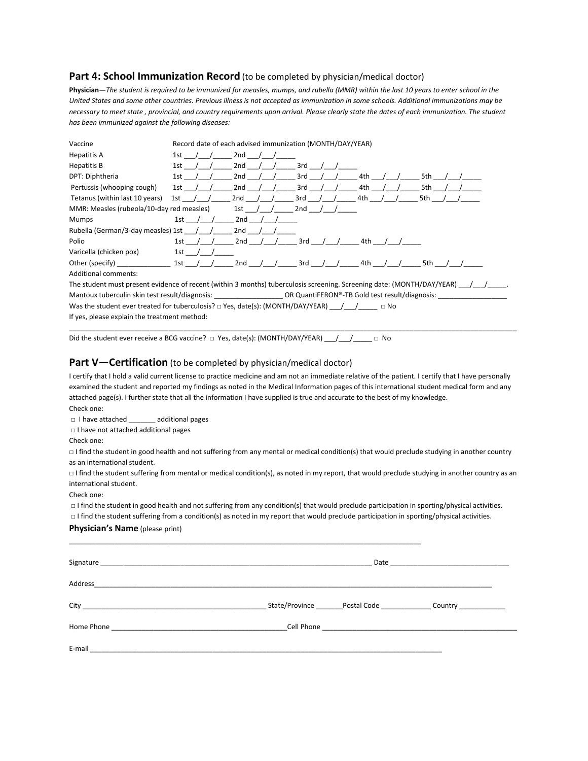## Part 4: School Immunization Record (to be completed by physician/medical doctor)

**Physician—***The student is required to be immunized for measles, mumps, and rubella (MMR) within the last 10 years to enter school in the United States and some other countries. Previous illness is not accepted as immunization in some schools. Additional immunizations may be necessary to meet state , provincial, and country requirements upon arrival. Please clearly state the dates of each immunization. The student has been immunized against the following diseases:*

| Vaccine | Record date of each advised immunization (MONTH/DAY/YEAR) |
|---|---|
| Hepatitis A | 1st ___/___/_____ 2nd ___/___/_____ |
| Hepatitis B | 1st ___/___/_____ 2nd ___/___/_____ 3rd ___/___/_____ |
| DPT: Diphtheria | 1st ___/___/_____ 2nd ___/___/_____ 3rd ___/___/_____ 4th ___/___/_____ 5th ___/___/_____ |
| Pertussis (whooping cough) | 1st ___/___/_____ 2nd ___/___/_____ 3rd ___/___/_____ 4th ___/___/_____ 5th ___/___/_____ |
| Tetanus (within last 10 years) | 1st ___/___/_____ 2nd ___/___/_____ 3rd ___/___/_____ 4th ___/___/_____ 5th ___/___/_____ |
| MMR: Measles (rubeola/10-day red measles) | 1st ___/___/_____ 2nd ___/___/_____ |
| Mumps | 1st ___/___/_____ 2nd ___/___/_____ |
| Rubella (German/3-day measles) | 1st ___/___/_____ 2nd ___/___/_____ |
| Polio | 1st ___/___/_____ 2nd ___/___/_____ 3rd ___/___/_____ 4th ___/___/_____ |
| Varicella (chicken pox) | 1st ___/___/_____ |
| Other (specify) ______________ | 1st ___/___/_____ 2nd ___/___/_____ 3rd ___/___/_____ 4th ___/___/_____ 5th ___/___/_____ |

Additional comments:

The student must present evidence of recent (within 3 months) tuberculosis screening. Screening date: (MONTH/DAY/YEAR) ___/___/_____.

Mantoux tuberculin skin test result/diagnosis: __________________ OR QuantiFERON®-TB Gold test result/diagnosis: __________________

Was the student ever treated for tuberculosis? □ Yes, date(s): (MONTH/DAY/YEAR) ___/___/_____ □ No

If yes, please explain the treatment method:

______________________________________________________________________________________________

Did the student ever receive a BCG vaccine? □ Yes, date(s): (MONTH/DAY/YEAR) ___/___/_____ □ No

## Part V—Certification (to be completed by physician/medical doctor)

I certify that I hold a valid current license to practice medicine and am not an immediate relative of the patient. I certify that I have personally examined the student and reported my findings as noted in the Medical Information pages of this international student medical form and any attached page(s). I further state that all the information I have supplied is true and accurate to the best of my knowledge.

Check one:

□ I have attached _______ additional pages

□ I have not attached additional pages

Check one:

□ I find the student in good health and not suffering from any mental or medical condition(s) that would preclude studying in another country as an international student.

□ I find the student suffering from mental or medical condition(s), as noted in my report, that would preclude studying in another country as an international student.

Check one:

□ I find the student in good health and not suffering from any condition(s) that would preclude participation in sporting/physical activities.

□ I find the student suffering from a condition(s) as noted in my report that would preclude participation in sporting/physical activities.

**Physician's Name** (please print)

______________________________________________________________________________________________

Signature ________________________________________________________________________ Date _______________________________

Address______________________________________________________________________________________________________

City ________________________________________________ State/Province _______Postal Code _____________ Country ____________

Home Phone _____________________________________________Cell Phone ___________________________________________________

E-mail _____________________________________________________________________________________________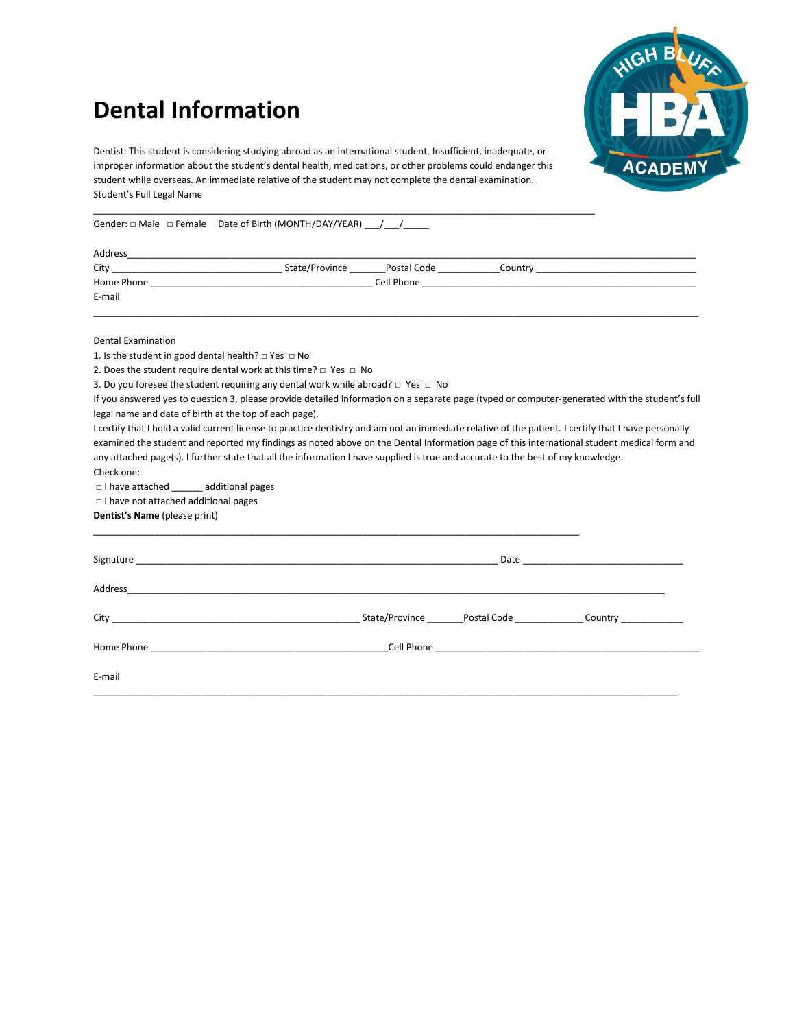# Dental Information

Dentist: This student is considering studying abroad as an international student. Insufficient, inadequate, or improper information about the student's dental health, medications, or other problems could endanger this student while overseas. An immediate relative of the student may not complete the dental examination.

Student's Full Legal Name

_______________________________________________________________________________________

Gender: □ Male □ Female Date of Birth (MONTH/DAY/YEAR) ___/___/_____

Address_______________________________________________________________________________________

City ________________________________ State/Province _______Postal Code ____________Country ______________________________

Home Phone __________________________________________ Cell Phone ____________________________________________________

E-mail

_______________________________________________________________________________________________________________

Dental Examination

1. Is the student in good dental health? □ Yes □ No
2. Does the student require dental work at this time? □ Yes □ No
3. Do you foresee the student requiring any dental work while abroad? □ Yes □ No

If you answered yes to question 3, please provide detailed information on a separate page (typed or computer-generated with the student's full legal name and date of birth at the top of each page).

I certify that I hold a valid current license to practice dentistry and am not an immediate relative of the patient. I certify that I have personally examined the student and reported my findings as noted above on the Dental Information page of this international student medical form and any attached page(s). I further state that all the information I have supplied is true and accurate to the best of my knowledge.

Check one:

□ I have attached ______ additional pages

□ I have not attached additional pages

**Dentist's Name** (please print)

_____________________________________________________________________________________________

Signature ______________________________________________________________________ Date ______________________________

Address__________________________________________________________________________________________________________

City ________________________________________________ State/Province _______Postal Code _____________ Country ____________

Home Phone ______________________________________________Cell Phone ___________________________________________________

E-mail

_____________________________________________________________________________________________________________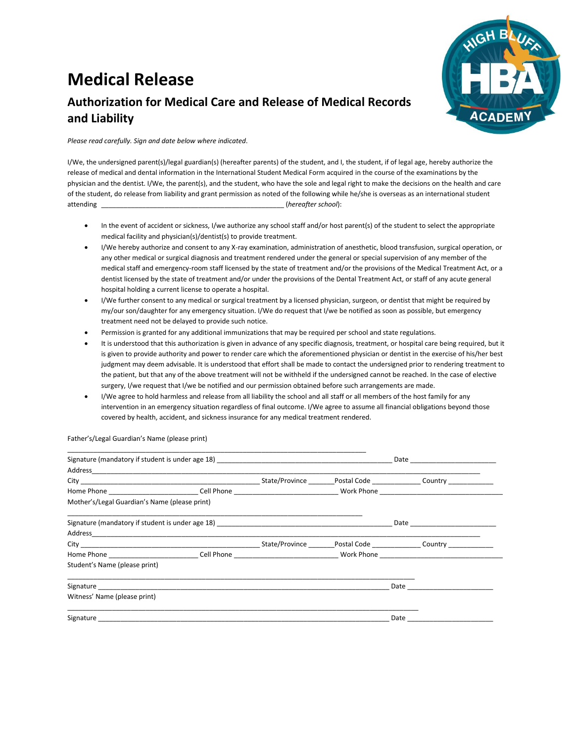# Medical Release

## Authorization for Medical Care and Release of Medical Records and Liability

*Please read carefully. Sign and date below where indicated.*

I/We, the undersigned parent(s)/legal guardian(s) (hereafter parents) of the student, and I, the student, if of legal age, hereby authorize the release of medical and dental information in the International Student Medical Form acquired in the course of the examinations by the physician and the dentist. I/We, the parent(s), and the student, who have the sole and legal right to make the decisions on the health and care of the student, do release from liability and grant permission as noted of the following while he/she is overseas as an international student attending ________________________________________________ (*hereafter school*):

- In the event of accident or sickness, I/we authorize any school staff and/or host parent(s) of the student to select the appropriate medical facility and physician(s)/dentist(s) to provide treatment.
- I/We hereby authorize and consent to any X-ray examination, administration of anesthetic, blood transfusion, surgical operation, or any other medical or surgical diagnosis and treatment rendered under the general or special supervision of any member of the medical staff and emergency-room staff licensed by the state of treatment and/or the provisions of the Medical Treatment Act, or a dentist licensed by the state of treatment and/or under the provisions of the Dental Treatment Act, or staff of any acute general hospital holding a current license to operate a hospital.
- I/We further consent to any medical or surgical treatment by a licensed physician, surgeon, or dentist that might be required by my/our son/daughter for any emergency situation. I/We do request that I/we be notified as soon as possible, but emergency treatment need not be delayed to provide such notice.
- Permission is granted for any additional immunizations that may be required per school and state regulations.
- It is understood that this authorization is given in advance of any specific diagnosis, treatment, or hospital care being required, but it is given to provide authority and power to render care which the aforementioned physician or dentist in the exercise of his/her best judgment may deem advisable. It is understood that effort shall be made to contact the undersigned prior to rendering treatment to the patient, but that any of the above treatment will not be withheld if the undersigned cannot be reached. In the case of elective surgery, I/we request that I/we be notified and our permission obtained before such arrangements are made.
- I/We agree to hold harmless and release from all liability the school and all staff or all members of the host family for any intervention in an emergency situation regardless of final outcome. I/We agree to assume all financial obligations beyond those covered by health, accident, and sickness insurance for any medical treatment rendered.

Father's/Legal Guardian's Name (please print)

________________________________________________________________________________

Signature (mandatory if student is under age 18) ______________________________________________ Date _______________________

Address_____________________________________________________________________________________________________

City ________________________________________________ State/Province _______Postal Code _____________ Country ____________

Home Phone ________________________ Cell Phone ___________________________ Work Phone _________________________________

Mother's/Legal Guardian's Name (please print)

________________________________________________________________________________

Signature (mandatory if student is under age 18) ______________________________________________ Date _______________________

Address_____________________________________________________________________________________________________

City ________________________________________________ State/Province _______Postal Code _____________ Country ____________

Home Phone ________________________ Cell Phone ___________________________ Work Phone _________________________________

Student's Name (please print)

____________________________________________________________________________________________

Signature ____________________________________________________________________________ Date _______________________

Witness' Name (please print)

____________________________________________________________________________________________

Signature ____________________________________________________________________________ Date _______________________